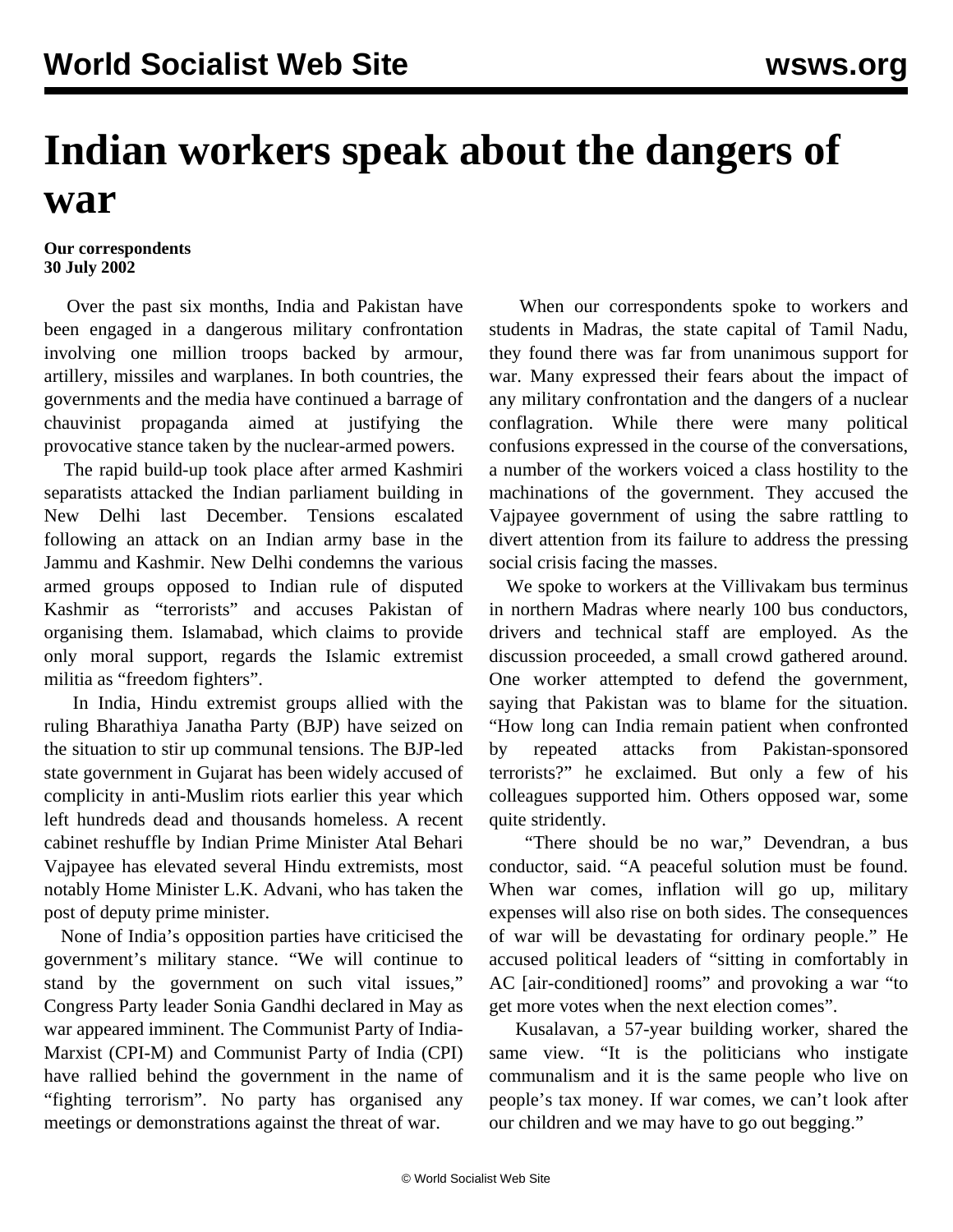# Indian workers speak about the dangers of war

**Our correspondents**
**30 July 2002**

Over the past six months, India and Pakistan have been engaged in a dangerous military confrontation involving one million troops backed by armour, artillery, missiles and warplanes. In both countries, the governments and the media have continued a barrage of chauvinist propaganda aimed at justifying the provocative stance taken by the nuclear-armed powers.

The rapid build-up took place after armed Kashmiri separatists attacked the Indian parliament building in New Delhi last December. Tensions escalated following an attack on an Indian army base in the Jammu and Kashmir. New Delhi condemns the various armed groups opposed to Indian rule of disputed Kashmir as "terrorists" and accuses Pakistan of organising them. Islamabad, which claims to provide only moral support, regards the Islamic extremist militia as "freedom fighters".

In India, Hindu extremist groups allied with the ruling Bharathiya Janatha Party (BJP) have seized on the situation to stir up communal tensions. The BJP-led state government in Gujarat has been widely accused of complicity in anti-Muslim riots earlier this year which left hundreds dead and thousands homeless. A recent cabinet reshuffle by Indian Prime Minister Atal Behari Vajpayee has elevated several Hindu extremists, most notably Home Minister L.K. Advani, who has taken the post of deputy prime minister.

None of India's opposition parties have criticised the government's military stance. "We will continue to stand by the government on such vital issues," Congress Party leader Sonia Gandhi declared in May as war appeared imminent. The Communist Party of India-Marxist (CPI-M) and Communist Party of India (CPI) have rallied behind the government in the name of "fighting terrorism". No party has organised any meetings or demonstrations against the threat of war.

When our correspondents spoke to workers and students in Madras, the state capital of Tamil Nadu, they found there was far from unanimous support for war. Many expressed their fears about the impact of any military confrontation and the dangers of a nuclear conflagration. While there were many political confusions expressed in the course of the conversations, a number of the workers voiced a class hostility to the machinations of the government. They accused the Vajpayee government of using the sabre rattling to divert attention from its failure to address the pressing social crisis facing the masses.

We spoke to workers at the Villivakam bus terminus in northern Madras where nearly 100 bus conductors, drivers and technical staff are employed. As the discussion proceeded, a small crowd gathered around. One worker attempted to defend the government, saying that Pakistan was to blame for the situation. "How long can India remain patient when confronted by repeated attacks from Pakistan-sponsored terrorists?" he exclaimed. But only a few of his colleagues supported him. Others opposed war, some quite stridently.

"There should be no war," Devendran, a bus conductor, said. "A peaceful solution must be found. When war comes, inflation will go up, military expenses will also rise on both sides. The consequences of war will be devastating for ordinary people." He accused political leaders of "sitting in comfortably in AC [air-conditioned] rooms" and provoking a war "to get more votes when the next election comes".

Kusalavan, a 57-year building worker, shared the same view. "It is the politicians who instigate communalism and it is the same people who live on people's tax money. If war comes, we can't look after our children and we may have to go out begging."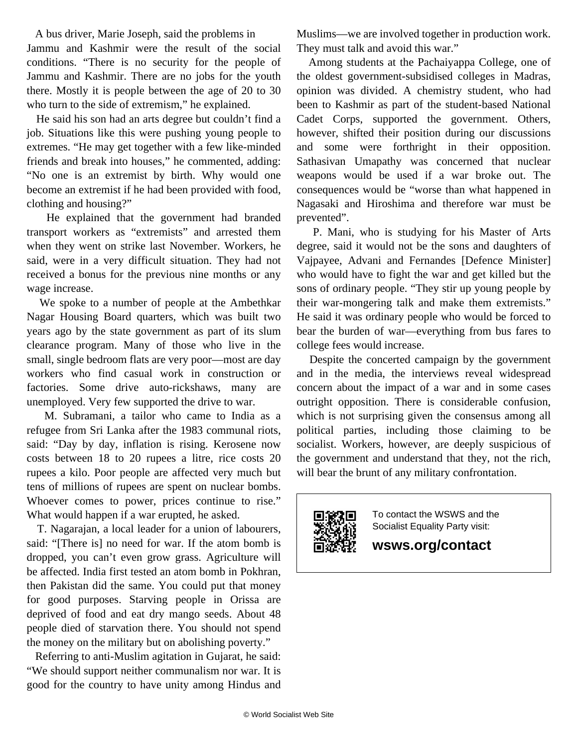A bus driver, Marie Joseph, said the problems in Jammu and Kashmir were the result of the social conditions. "There is no security for the people of Jammu and Kashmir. There are no jobs for the youth there. Mostly it is people between the age of 20 to 30 who turn to the side of extremism," he explained.

He said his son had an arts degree but couldn't find a job. Situations like this were pushing young people to extremes. "He may get together with a few like-minded friends and break into houses," he commented, adding: "No one is an extremist by birth. Why would one become an extremist if he had been provided with food, clothing and housing?"

He explained that the government had branded transport workers as "extremists" and arrested them when they went on strike last November. Workers, he said, were in a very difficult situation. They had not received a bonus for the previous nine months or any wage increase.

We spoke to a number of people at the Ambethkar Nagar Housing Board quarters, which was built two years ago by the state government as part of its slum clearance program. Many of those who live in the small, single bedroom flats are very poor—most are day workers who find casual work in construction or factories. Some drive auto-rickshaws, many are unemployed. Very few supported the drive to war.

M. Subramani, a tailor who came to India as a refugee from Sri Lanka after the 1983 communal riots, said: "Day by day, inflation is rising. Kerosene now costs between 18 to 20 rupees a litre, rice costs 20 rupees a kilo. Poor people are affected very much but tens of millions of rupees are spent on nuclear bombs. Whoever comes to power, prices continue to rise." What would happen if a war erupted, he asked.

T. Nagarajan, a local leader for a union of labourers, said: "[There is] no need for war. If the atom bomb is dropped, you can't even grow grass. Agriculture will be affected. India first tested an atom bomb in Pokhran, then Pakistan did the same. You could put that money for good purposes. Starving people in Orissa are deprived of food and eat dry mango seeds. About 48 people died of starvation there. You should not spend the money on the military but on abolishing poverty."

Referring to anti-Muslim agitation in Gujarat, he said: "We should support neither communalism nor war. It is good for the country to have unity among Hindus and Muslims—we are involved together in production work. They must talk and avoid this war."

Among students at the Pachaiyappa College, one of the oldest government-subsidised colleges in Madras, opinion was divided. A chemistry student, who had been to Kashmir as part of the student-based National Cadet Corps, supported the government. Others, however, shifted their position during our discussions and some were forthright in their opposition. Sathasivan Umapathy was concerned that nuclear weapons would be used if a war broke out. The consequences would be "worse than what happened in Nagasaki and Hiroshima and therefore war must be prevented".

P. Mani, who is studying for his Master of Arts degree, said it would not be the sons and daughters of Vajpayee, Advani and Fernandes [Defence Minister] who would have to fight the war and get killed but the sons of ordinary people. "They stir up young people by their war-mongering talk and make them extremists." He said it was ordinary people who would be forced to bear the burden of war—everything from bus fares to college fees would increase.

Despite the concerted campaign by the government and in the media, the interviews reveal widespread concern about the impact of a war and in some cases outright opposition. There is considerable confusion, which is not surprising given the consensus among all political parties, including those claiming to be socialist. Workers, however, are deeply suspicious of the government and understand that they, not the rich, will bear the brunt of any military confrontation.

To contact the WSWS and the Socialist Equality Party visit:

**wsws.org/contact**